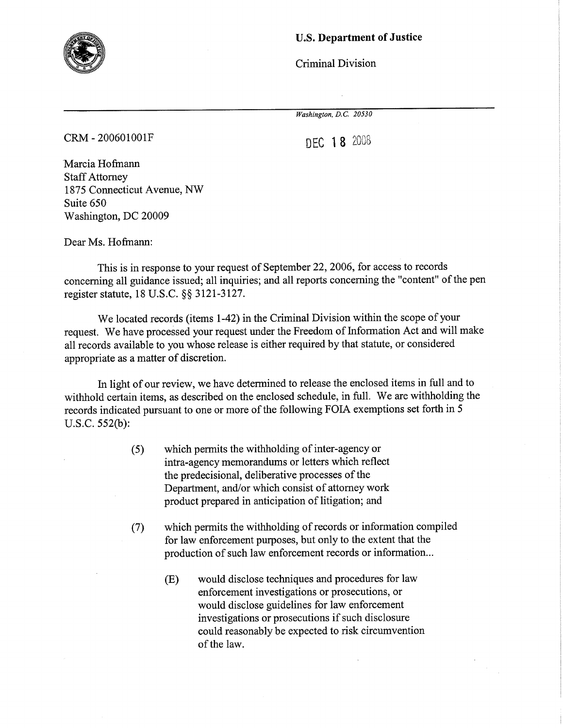**U.S. Department of Justice**

Criminal Division

*Washington, D.C. 20530*

CRM - 200601001F

DEC 18 2008

Marcia Hofmann
Staff Attorney
1875 Connecticut Avenue, NW
Suite 650
Washington, DC 20009

Dear Ms. Hofmann:

This is in response to your request of September 22, 2006, for access to records concerning all guidance issued; all inquiries; and all reports concerning the "content" of the pen register statute, 18 U.S.C. §§ 3121-3127.

We located records (items 1-42) in the Criminal Division within the scope of your request. We have processed your request under the Freedom of Information Act and will make all records available to you whose release is either required by that statute, or considered appropriate as a matter of discretion.

In light of our review, we have determined to release the enclosed items in full and to withhold certain items, as described on the enclosed schedule, in full. We are withholding the records indicated pursuant to one or more of the following FOIA exemptions set forth in 5 U.S.C. 552(b):

(5) which permits the withholding of inter-agency or intra-agency memorandums or letters which reflect the predecisional, deliberative processes of the Department, and/or which consist of attorney work product prepared in anticipation of litigation; and

(7) which permits the withholding of records or information compiled for law enforcement purposes, but only to the extent that the production of such law enforcement records or information...

> (E) would disclose techniques and procedures for law enforcement investigations or prosecutions, or would disclose guidelines for law enforcement investigations or prosecutions if such disclosure could reasonably be expected to risk circumvention of the law.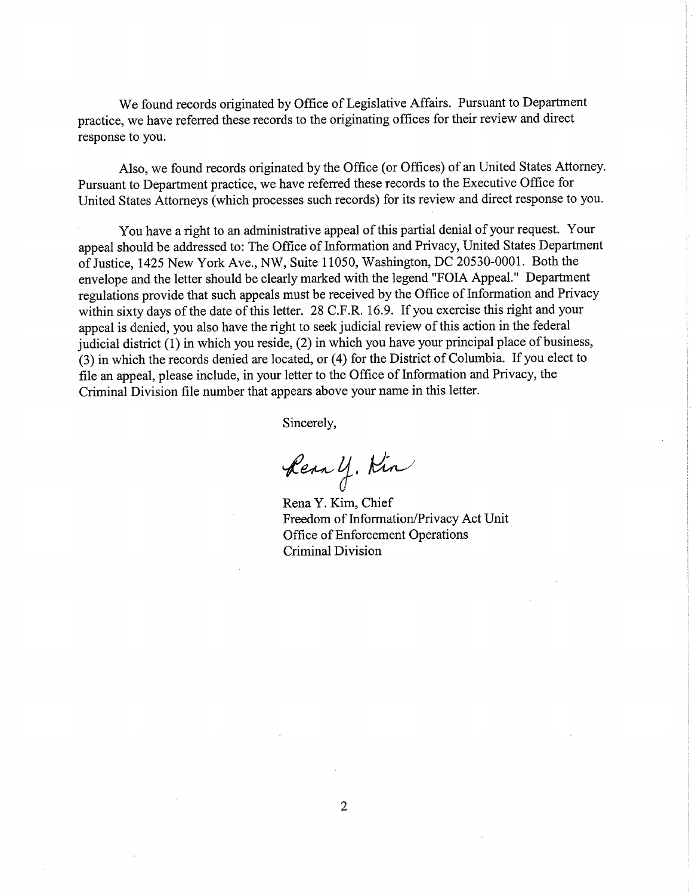We found records originated by Office of Legislative Affairs. Pursuant to Department practice, we have referred these records to the originating offices for their review and direct response to you.

Also, we found records originated by the Office (or Offices) of an United States Attorney. Pursuant to Department practice, we have referred these records to the Executive Office for United States Attorneys (which processes such records) for its review and direct response to you.

You have a right to an administrative appeal of this partial denial of your request. Your appeal should be addressed to: The Office of Information and Privacy, United States Department of Justice, 1425 New York Ave., NW, Suite 11050, Washington, DC 20530-0001. Both the envelope and the letter should be clearly marked with the legend "FOIA Appeal." Department regulations provide that such appeals must be received by the Office of Information and Privacy within sixty days of the date of this letter. 28 C.F.R. 16.9. If you exercise this right and your appeal is denied, you also have the right to seek judicial review of this action in the federal judicial district (1) in which you reside, (2) in which you have your principal place of business, (3) in which the records denied are located, or (4) for the District of Columbia. If you elect to file an appeal, please include, in your letter to the Office of Information and Privacy, the Criminal Division file number that appears above your name in this letter.

Sincerely,

Rena Y. Kim

Rena Y. Kim, Chief
Freedom of Information/Privacy Act Unit
Office of Enforcement Operations
Criminal Division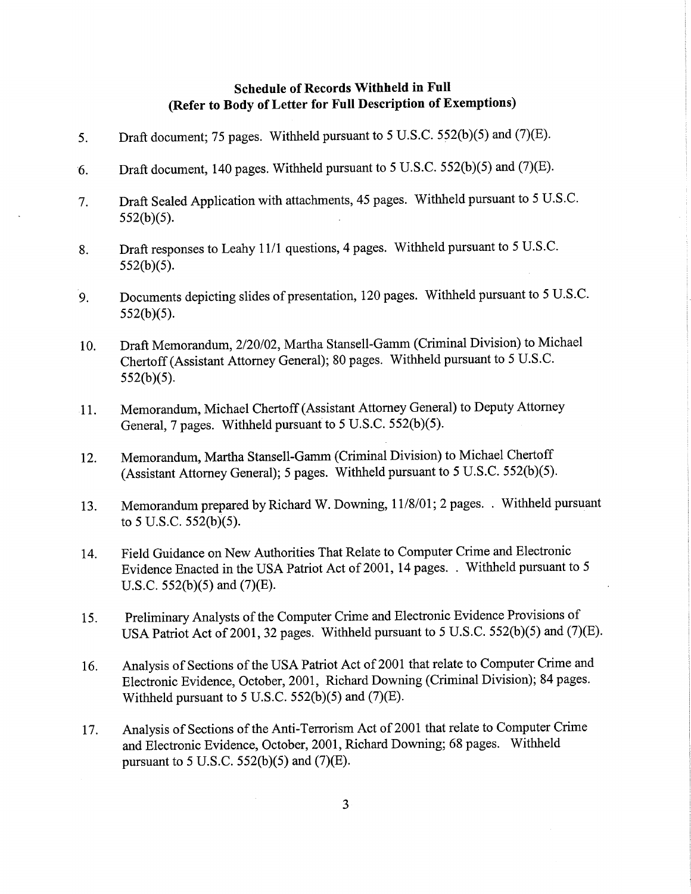**Schedule of Records Withheld in Full**
**(Refer to Body of Letter for Full Description of Exemptions)**

5. Draft document; 75 pages. Withheld pursuant to 5 U.S.C. 552(b)(5) and (7)(E).

6. Draft document, 140 pages. Withheld pursuant to 5 U.S.C. 552(b)(5) and (7)(E).

7. Draft Sealed Application with attachments, 45 pages. Withheld pursuant to 5 U.S.C. 552(b)(5).

8. Draft responses to Leahy 11/1 questions, 4 pages. Withheld pursuant to 5 U.S.C. 552(b)(5).

9. Documents depicting slides of presentation, 120 pages. Withheld pursuant to 5 U.S.C. 552(b)(5).

10. Draft Memorandum, 2/20/02, Martha Stansell-Gamm (Criminal Division) to Michael Chertoff (Assistant Attorney General); 80 pages. Withheld pursuant to 5 U.S.C. 552(b)(5).

11. Memorandum, Michael Chertoff (Assistant Attorney General) to Deputy Attorney General, 7 pages. Withheld pursuant to 5 U.S.C. 552(b)(5).

12. Memorandum, Martha Stansell-Gamm (Criminal Division) to Michael Chertoff (Assistant Attorney General); 5 pages. Withheld pursuant to 5 U.S.C. 552(b)(5).

13. Memorandum prepared by Richard W. Downing, 11/8/01; 2 pages. . Withheld pursuant to 5 U.S.C. 552(b)(5).

14. Field Guidance on New Authorities That Relate to Computer Crime and Electronic Evidence Enacted in the USA Patriot Act of 2001, 14 pages. . Withheld pursuant to 5 U.S.C. 552(b)(5) and (7)(E).

15. Preliminary Analysts of the Computer Crime and Electronic Evidence Provisions of USA Patriot Act of 2001, 32 pages. Withheld pursuant to 5 U.S.C. 552(b)(5) and (7)(E).

16. Analysis of Sections of the USA Patriot Act of 2001 that relate to Computer Crime and Electronic Evidence, October, 2001, Richard Downing (Criminal Division); 84 pages. Withheld pursuant to 5 U.S.C. 552(b)(5) and (7)(E).

17. Analysis of Sections of the Anti-Terrorism Act of 2001 that relate to Computer Crime and Electronic Evidence, October, 2001, Richard Downing; 68 pages. Withheld pursuant to 5 U.S.C. 552(b)(5) and (7)(E).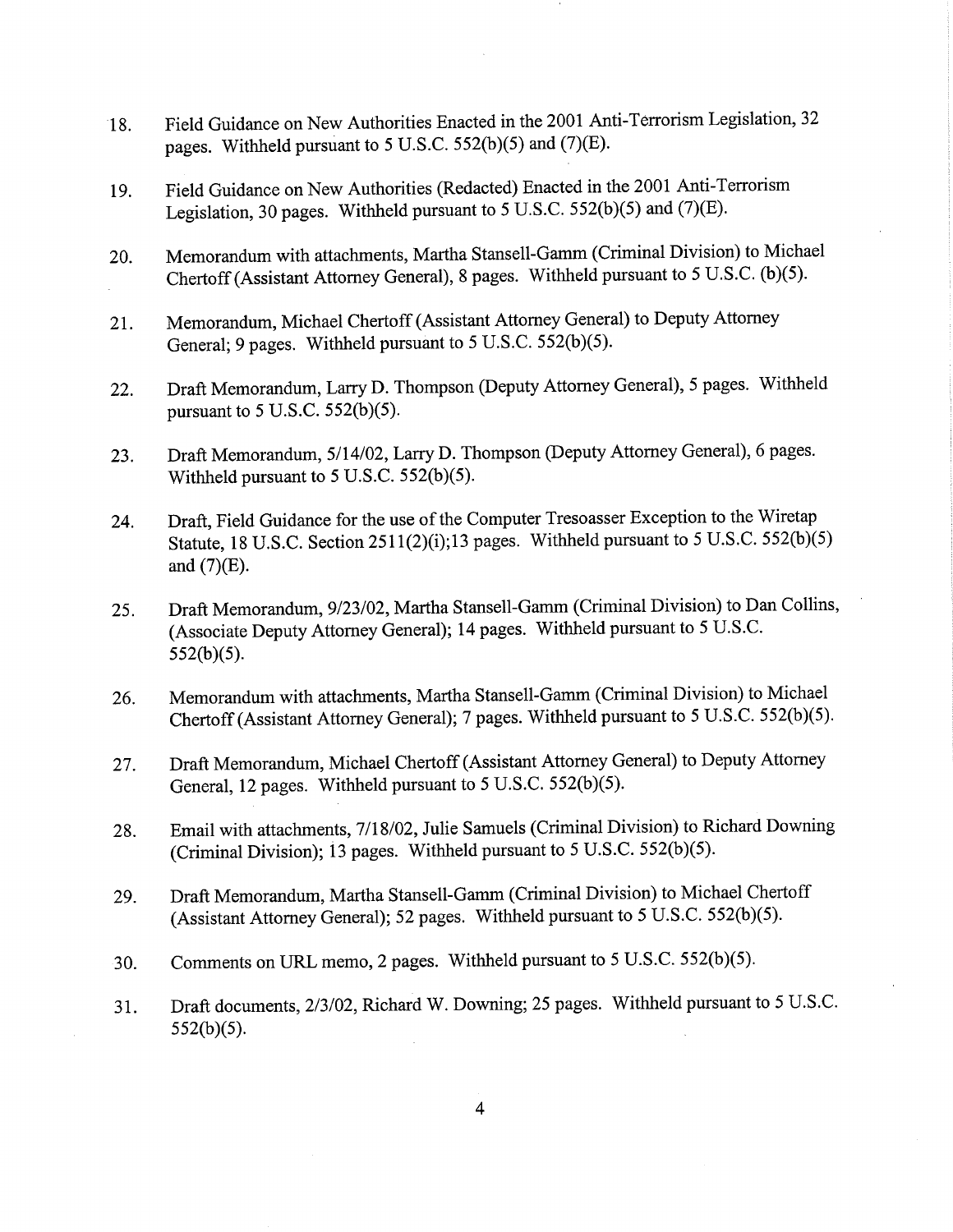18. Field Guidance on New Authorities Enacted in the 2001 Anti-Terrorism Legislation, 32 pages. Withheld pursuant to 5 U.S.C. 552(b)(5) and (7)(E).

19. Field Guidance on New Authorities (Redacted) Enacted in the 2001 Anti-Terrorism Legislation, 30 pages. Withheld pursuant to 5 U.S.C. 552(b)(5) and (7)(E).

20. Memorandum with attachments, Martha Stansell-Gamm (Criminal Division) to Michael Chertoff (Assistant Attorney General), 8 pages. Withheld pursuant to 5 U.S.C. (b)(5).

21. Memorandum, Michael Chertoff (Assistant Attorney General) to Deputy Attorney General; 9 pages. Withheld pursuant to 5 U.S.C. 552(b)(5).

22. Draft Memorandum, Larry D. Thompson (Deputy Attorney General), 5 pages. Withheld pursuant to 5 U.S.C. 552(b)(5).

23. Draft Memorandum, 5/14/02, Larry D. Thompson (Deputy Attorney General), 6 pages. Withheld pursuant to 5 U.S.C. 552(b)(5).

24. Draft, Field Guidance for the use of the Computer Tresoasser Exception to the Wiretap Statute, 18 U.S.C. Section 2511(2)(i);13 pages. Withheld pursuant to 5 U.S.C. 552(b)(5) and (7)(E).

25. Draft Memorandum, 9/23/02, Martha Stansell-Gamm (Criminal Division) to Dan Collins, (Associate Deputy Attorney General); 14 pages. Withheld pursuant to 5 U.S.C. 552(b)(5).

26. Memorandum with attachments, Martha Stansell-Gamm (Criminal Division) to Michael Chertoff (Assistant Attorney General); 7 pages. Withheld pursuant to 5 U.S.C. 552(b)(5).

27. Draft Memorandum, Michael Chertoff (Assistant Attorney General) to Deputy Attorney General, 12 pages. Withheld pursuant to 5 U.S.C. 552(b)(5).

28. Email with attachments, 7/18/02, Julie Samuels (Criminal Division) to Richard Downing (Criminal Division); 13 pages. Withheld pursuant to 5 U.S.C. 552(b)(5).

29. Draft Memorandum, Martha Stansell-Gamm (Criminal Division) to Michael Chertoff (Assistant Attorney General); 52 pages. Withheld pursuant to 5 U.S.C. 552(b)(5).

30. Comments on URL memo, 2 pages. Withheld pursuant to 5 U.S.C. 552(b)(5).

31. Draft documents, 2/3/02, Richard W. Downing; 25 pages. Withheld pursuant to 5 U.S.C. 552(b)(5).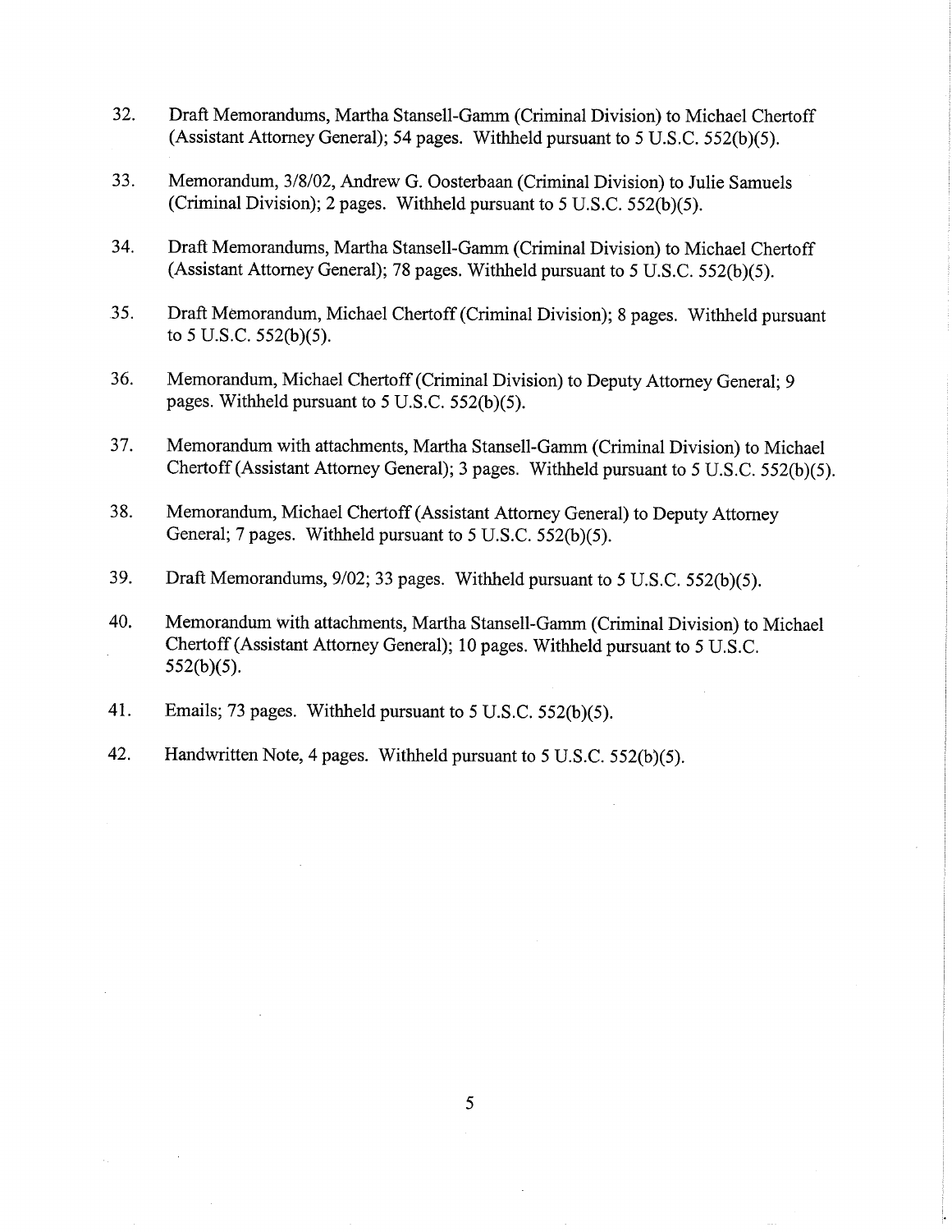32. Draft Memorandums, Martha Stansell-Gamm (Criminal Division) to Michael Chertoff (Assistant Attorney General); 54 pages. Withheld pursuant to 5 U.S.C. 552(b)(5).

33. Memorandum, 3/8/02, Andrew G. Oosterbaan (Criminal Division) to Julie Samuels (Criminal Division); 2 pages. Withheld pursuant to 5 U.S.C. 552(b)(5).

34. Draft Memorandums, Martha Stansell-Gamm (Criminal Division) to Michael Chertoff (Assistant Attorney General); 78 pages. Withheld pursuant to 5 U.S.C. 552(b)(5).

35. Draft Memorandum, Michael Chertoff (Criminal Division); 8 pages. Withheld pursuant to 5 U.S.C. 552(b)(5).

36. Memorandum, Michael Chertoff (Criminal Division) to Deputy Attorney General; 9 pages. Withheld pursuant to 5 U.S.C. 552(b)(5).

37. Memorandum with attachments, Martha Stansell-Gamm (Criminal Division) to Michael Chertoff (Assistant Attorney General); 3 pages. Withheld pursuant to 5 U.S.C. 552(b)(5).

38. Memorandum, Michael Chertoff (Assistant Attorney General) to Deputy Attorney General; 7 pages. Withheld pursuant to 5 U.S.C. 552(b)(5).

39. Draft Memorandums, 9/02; 33 pages. Withheld pursuant to 5 U.S.C. 552(b)(5).

40. Memorandum with attachments, Martha Stansell-Gamm (Criminal Division) to Michael Chertoff (Assistant Attorney General); 10 pages. Withheld pursuant to 5 U.S.C. 552(b)(5).

41. Emails; 73 pages. Withheld pursuant to 5 U.S.C. 552(b)(5).

42. Handwritten Note, 4 pages. Withheld pursuant to 5 U.S.C. 552(b)(5).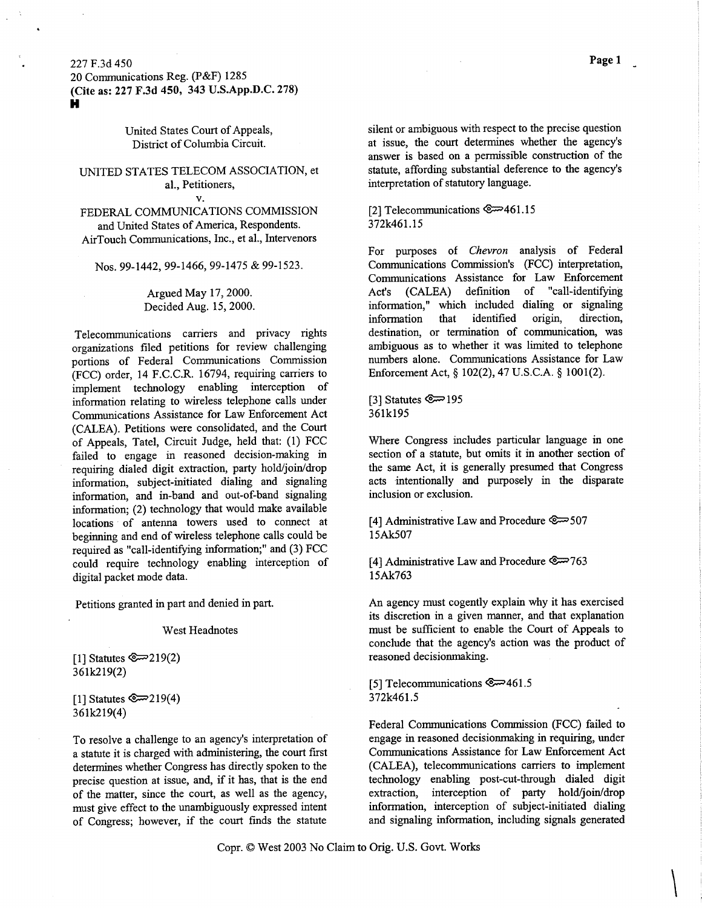227 F.3d 450
20 Communications Reg. (P&F) 1285
**(Cite as: 227 F.3d 450, 343 U.S.App.D.C. 278)**
**H**

United States Court of Appeals,
District of Columbia Circuit.

UNITED STATES TELECOM ASSOCIATION, et al., Petitioners,
v.
FEDERAL COMMUNICATIONS COMMISSION and United States of America, Respondents.
AirTouch Communications, Inc., et al., Intervenors

Nos. 99-1442, 99-1466, 99-1475 & 99-1523.

Argued May 17, 2000.
Decided Aug. 15, 2000.

Telecommunications carriers and privacy rights organizations filed petitions for review challenging portions of Federal Communications Commission (FCC) order, 14 F.C.C.R. 16794, requiring carriers to implement technology enabling interception of information relating to wireless telephone calls under Communications Assistance for Law Enforcement Act (CALEA). Petitions were consolidated, and the Court of Appeals, Tatel, Circuit Judge, held that: (1) FCC failed to engage in reasoned decision-making in requiring dialed digit extraction, party hold/join/drop information, subject-initiated dialing and signaling information, and in-band and out-of-band signaling information; (2) technology that would make available locations of antenna towers used to connect at beginning and end of wireless telephone calls could be required as "call-identifying information;" and (3) FCC could require technology enabling interception of digital packet mode data.

Petitions granted in part and denied in part.

West Headnotes

[1] Statutes ⚷219(2)
361k219(2)

[1] Statutes ⚷219(4)
361k219(4)

To resolve a challenge to an agency's interpretation of a statute it is charged with administering, the court first determines whether Congress has directly spoken to the precise question at issue, and, if it has, that is the end of the matter, since the court, as well as the agency, must give effect to the unambiguously expressed intent of Congress; however, if the court finds the statute silent or ambiguous with respect to the precise question at issue, the court determines whether the agency's answer is based on a permissible construction of the statute, affording substantial deference to the agency's interpretation of statutory language.

[2] Telecommunications ⚷461.15
372k461.15

For purposes of *Chevron* analysis of Federal Communications Commission's (FCC) interpretation, Communications Assistance for Law Enforcement Act's (CALEA) definition of "call-identifying information," which included dialing or signaling information that identified origin, direction, destination, or termination of communication, was ambiguous as to whether it was limited to telephone numbers alone. Communications Assistance for Law Enforcement Act, § 102(2), 47 U.S.C.A. § 1001(2).

[3] Statutes ⚷195
361k195

Where Congress includes particular language in one section of a statute, but omits it in another section of the same Act, it is generally presumed that Congress acts intentionally and purposely in the disparate inclusion or exclusion.

[4] Administrative Law and Procedure ⚷507
15Ak507

[4] Administrative Law and Procedure ⚷763
15Ak763

An agency must cogently explain why it has exercised its discretion in a given manner, and that explanation must be sufficient to enable the Court of Appeals to conclude that the agency's action was the product of reasoned decisionmaking.

[5] Telecommunications ⚷461.5
372k461.5

Federal Communications Commission (FCC) failed to engage in reasoned decisionmaking in requiring, under Communications Assistance for Law Enforcement Act (CALEA), telecommunications carriers to implement technology enabling post-cut-through dialed digit extraction, interception of party hold/join/drop information, interception of subject-initiated dialing and signaling information, including signals generated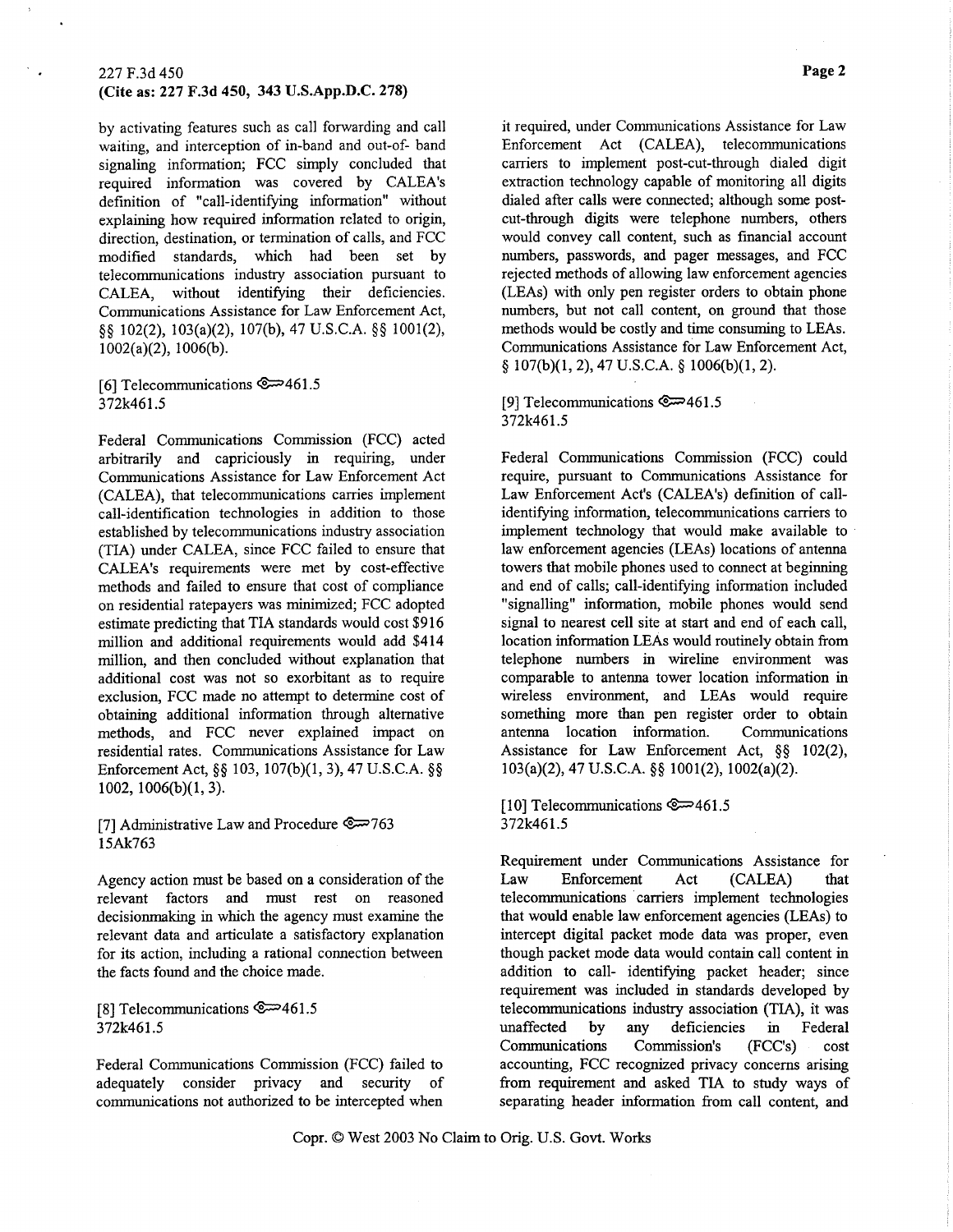by activating features such as call forwarding and call waiting, and interception of in-band and out-of- band signaling information; FCC simply concluded that required information was covered by CALEA's definition of "call-identifying information" without explaining how required information related to origin, direction, destination, or termination of calls, and FCC modified standards, which had been set by telecommunications industry association pursuant to CALEA, without identifying their deficiencies. Communications Assistance for Law Enforcement Act, §§ 102(2), 103(a)(2), 107(b), 47 U.S.C.A. §§ 1001(2), 1002(a)(2), 1006(b).

[6] Telecommunications 461.5
372k461.5

Federal Communications Commission (FCC) acted arbitrarily and capriciously in requiring, under Communications Assistance for Law Enforcement Act (CALEA), that telecommunications carries implement call-identification technologies in addition to those established by telecommunications industry association (TIA) under CALEA, since FCC failed to ensure that CALEA's requirements were met by cost-effective methods and failed to ensure that cost of compliance on residential ratepayers was minimized; FCC adopted estimate predicting that TIA standards would cost $916 million and additional requirements would add $414 million, and then concluded without explanation that additional cost was not so exorbitant as to require exclusion, FCC made no attempt to determine cost of obtaining additional information through alternative methods, and FCC never explained impact on residential rates. Communications Assistance for Law Enforcement Act, §§ 103, 107(b)(1, 3), 47 U.S.C.A. §§ 1002, 1006(b)(1, 3).

[7] Administrative Law and Procedure 763
15Ak763

Agency action must be based on a consideration of the relevant factors and must rest on reasoned decisionmaking in which the agency must examine the relevant data and articulate a satisfactory explanation for its action, including a rational connection between the facts found and the choice made.

[8] Telecommunications 461.5
372k461.5

Federal Communications Commission (FCC) failed to adequately consider privacy and security of communications not authorized to be intercepted when it required, under Communications Assistance for Law Enforcement Act (CALEA), telecommunications carriers to implement post-cut-through dialed digit extraction technology capable of monitoring all digits dialed after calls were connected; although some post-cut-through digits were telephone numbers, others would convey call content, such as financial account numbers, passwords, and pager messages, and FCC rejected methods of allowing law enforcement agencies (LEAs) with only pen register orders to obtain phone numbers, but not call content, on ground that those methods would be costly and time consuming to LEAs. Communications Assistance for Law Enforcement Act, § 107(b)(1, 2), 47 U.S.C.A. § 1006(b)(1, 2).

[9] Telecommunications 461.5
372k461.5

Federal Communications Commission (FCC) could require, pursuant to Communications Assistance for Law Enforcement Act's (CALEA's) definition of call-identifying information, telecommunications carriers to implement technology that would make available to law enforcement agencies (LEAs) locations of antenna towers that mobile phones used to connect at beginning and end of calls; call-identifying information included "signalling" information, mobile phones would send signal to nearest cell site at start and end of each call, location information LEAs would routinely obtain from telephone numbers in wireline environment was comparable to antenna tower location information in wireless environment, and LEAs would require something more than pen register order to obtain antenna location information. Communications Assistance for Law Enforcement Act, §§ 102(2), 103(a)(2), 47 U.S.C.A. §§ 1001(2), 1002(a)(2).

[10] Telecommunications 461.5
372k461.5

Requirement under Communications Assistance for Law Enforcement Act (CALEA) that telecommunications carriers implement technologies that would enable law enforcement agencies (LEAs) to intercept digital packet mode data was proper, even though packet mode data would contain call content in addition to call- identifying packet header; since requirement was included in standards developed by telecommunications industry association (TIA), it was unaffected by any deficiencies in Federal Communications Commission's (FCC's) cost accounting, FCC recognized privacy concerns arising from requirement and asked TIA to study ways of separating header information from call content, and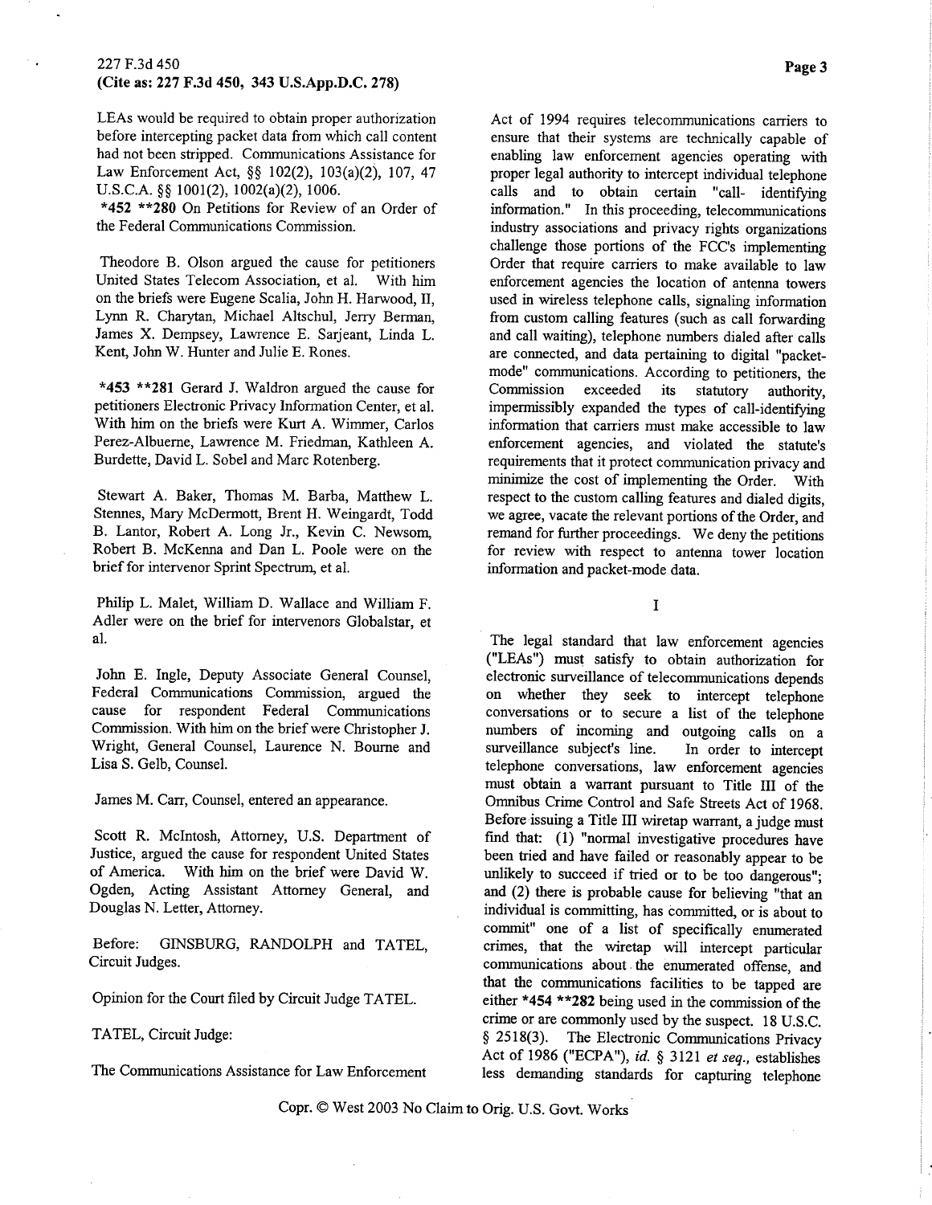LEAs would be required to obtain proper authorization before intercepting packet data from which call content had not been stripped. Communications Assistance for Law Enforcement Act, §§ 102(2), 103(a)(2), 107, 47 U.S.C.A. §§ 1001(2), 1002(a)(2), 1006.

*452 **280 On Petitions for Review of an Order of the Federal Communications Commission.

Theodore B. Olson argued the cause for petitioners United States Telecom Association, et al. With him on the briefs were Eugene Scalia, John H. Harwood, II, Lynn R. Charytan, Michael Altschul, Jerry Berman, James X. Dempsey, Lawrence E. Sarjeant, Linda L. Kent, John W. Hunter and Julie E. Rones.

*453 **281 Gerard J. Waldron argued the cause for petitioners Electronic Privacy Information Center, et al. With him on the briefs were Kurt A. Wimmer, Carlos Perez-Albuerne, Lawrence M. Friedman, Kathleen A. Burdette, David L. Sobel and Marc Rotenberg.

Stewart A. Baker, Thomas M. Barba, Matthew L. Stennes, Mary McDermott, Brent H. Weingardt, Todd B. Lantor, Robert A. Long Jr., Kevin C. Newsom, Robert B. McKenna and Dan L. Poole were on the brief for intervenor Sprint Spectrum, et al.

Philip L. Malet, William D. Wallace and William F. Adler were on the brief for intervenors Globalstar, et al.

John E. Ingle, Deputy Associate General Counsel, Federal Communications Commission, argued the cause for respondent Federal Communications Commission. With him on the brief were Christopher J. Wright, General Counsel, Laurence N. Bourne and Lisa S. Gelb, Counsel.

James M. Carr, Counsel, entered an appearance.

Scott R. McIntosh, Attorney, U.S. Department of Justice, argued the cause for respondent United States of America. With him on the brief were David W. Ogden, Acting Assistant Attorney General, and Douglas N. Letter, Attorney.

Before: GINSBURG, RANDOLPH and TATEL, Circuit Judges.

Opinion for the Court filed by Circuit Judge TATEL.

TATEL, Circuit Judge:

The Communications Assistance for Law Enforcement Act of 1994 requires telecommunications carriers to ensure that their systems are technically capable of enabling law enforcement agencies operating with proper legal authority to intercept individual telephone calls and to obtain certain "call- identifying information." In this proceeding, telecommunications industry associations and privacy rights organizations challenge those portions of the FCC's implementing Order that require carriers to make available to law enforcement agencies the location of antenna towers used in wireless telephone calls, signaling information from custom calling features (such as call forwarding and call waiting), telephone numbers dialed after calls are connected, and data pertaining to digital "packet-mode" communications. According to petitioners, the Commission exceeded its statutory authority, impermissibly expanded the types of call-identifying information that carriers must make accessible to law enforcement agencies, and violated the statute's requirements that it protect communication privacy and minimize the cost of implementing the Order. With respect to the custom calling features and dialed digits, we agree, vacate the relevant portions of the Order, and remand for further proceedings. We deny the petitions for review with respect to antenna tower location information and packet-mode data.

## I

The legal standard that law enforcement agencies ("LEAs") must satisfy to obtain authorization for electronic surveillance of telecommunications depends on whether they seek to intercept telephone conversations or to secure a list of the telephone numbers of incoming and outgoing calls on a surveillance subject's line. In order to intercept telephone conversations, law enforcement agencies must obtain a warrant pursuant to Title III of the Omnibus Crime Control and Safe Streets Act of 1968. Before issuing a Title III wiretap warrant, a judge must find that: (1) "normal investigative procedures have been tried and have failed or reasonably appear to be unlikely to succeed if tried or to be too dangerous"; and (2) there is probable cause for believing "that an individual is committing, has committed, or is about to commit" one of a list of specifically enumerated crimes, that the wiretap will intercept particular communications about the enumerated offense, and that the communications facilities to be tapped are either *454 **282 being used in the commission of the crime or are commonly used by the suspect. 18 U.S.C. § 2518(3). The Electronic Communications Privacy Act of 1986 ("ECPA"), *id.* § 3121 *et seq.*, establishes less demanding standards for capturing telephone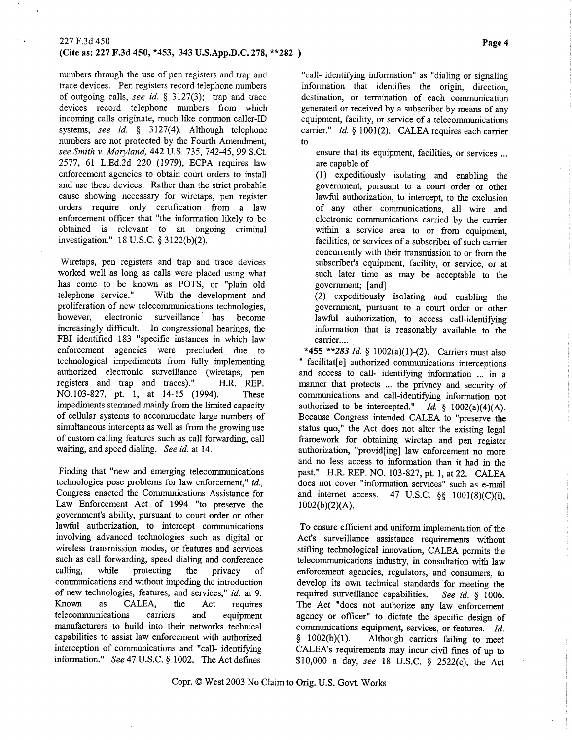numbers through the use of pen registers and trap and trace devices. Pen registers record telephone numbers of outgoing calls, *see id.* § 3127(3); trap and trace devices record telephone numbers from which incoming calls originate, much like common caller-ID systems, *see id.* § 3127(4). Although telephone numbers are not protected by the Fourth Amendment, *see Smith v. Maryland,* 442 U.S. 735, 742-45, 99 S.Ct. 2577, 61 L.Ed.2d 220 (1979), ECPA requires law enforcement agencies to obtain court orders to install and use these devices. Rather than the strict probable cause showing necessary for wiretaps, pen register orders require only certification from a law enforcement officer that "the information likely to be obtained is relevant to an ongoing criminal investigation." 18 U.S.C. § 3122(b)(2).

Wiretaps, pen registers and trap and trace devices worked well as long as calls were placed using what has come to be known as POTS, or "plain old telephone service." With the development and proliferation of new telecommunications technologies, however, electronic surveillance has become increasingly difficult. In congressional hearings, the FBI identified 183 "specific instances in which law enforcement agencies were precluded due to technological impediments from fully implementing authorized electronic surveillance (wiretaps, pen registers and trap and traces)." H.R. REP. NO.103-827, pt. 1, at 14-15 (1994). These impediments stemmed mainly from the limited capacity of cellular systems to accommodate large numbers of simultaneous intercepts as well as from the growing use of custom calling features such as call forwarding, call waiting, and speed dialing. *See id.* at 14.

Finding that "new and emerging telecommunications technologies pose problems for law enforcement," *id.,* Congress enacted the Communications Assistance for Law Enforcement Act of 1994 "to preserve the government's ability, pursuant to court order or other lawful authorization, to intercept communications involving advanced technologies such as digital or wireless transmission modes, or features and services such as call forwarding, speed dialing and conference calling, while protecting the privacy of communications and without impeding the introduction of new technologies, features, and services," *id.* at 9. Known as CALEA, the Act requires telecommunications carriers and equipment manufacturers to build into their networks technical capabilities to assist law enforcement with authorized interception of communications and "call- identifying information." *See* 47 U.S.C. § 1002. The Act defines "call- identifying information" as "dialing or signaling information that identifies the origin, direction, destination, or termination of each communication generated or received by a subscriber by means of any equipment, facility, or service of a telecommunications carrier." *Id.* § 1001(2). CALEA requires each carrier to

> ensure that its equipment, facilities, or services ... are capable of
>
> (1) expeditiously isolating and enabling the government, pursuant to a court order or other lawful authorization, to intercept, to the exclusion of any other communications, all wire and electronic communications carried by the carrier within a service area to or from equipment, facilities, or services of a subscriber of such carrier concurrently with their transmission to or from the subscriber's equipment, facility, or service, or at such later time as may be acceptable to the government; [and]
>
> (2) expeditiously isolating and enabling the government, pursuant to a court order or other lawful authorization, to access call-identifying information that is reasonably available to the carrier....

*455 **283 *Id.* § 1002(a)(1)-(2). Carriers must also " facilitat[e] authorized communications interceptions and access to call- identifying information ... in a manner that protects ... the privacy and security of communications and call-identifying information not authorized to be intercepted." *Id.* § 1002(a)(4)(A). Because Congress intended CALEA to "preserve the status quo," the Act does not alter the existing legal framework for obtaining wiretap and pen register authorization, "provid[ing] law enforcement no more and no less access to information than it had in the past." H.R. REP. NO. 103-827, pt. 1, at 22. CALEA does not cover "information services" such as e-mail and internet access. 47 U.S.C. §§ 1001(8)(C)(i), 1002(b)(2)(A).

To ensure efficient and uniform implementation of the Act's surveillance assistance requirements without stifling technological innovation, CALEA permits the telecommunications industry, in consultation with law enforcement agencies, regulators, and consumers, to develop its own technical standards for meeting the required surveillance capabilities. *See id.* § 1006. The Act "does not authorize any law enforcement agency or officer" to dictate the specific design of communications equipment, services, or features. *Id.* § 1002(b)(1). Although carriers failing to meet CALEA's requirements may incur civil fines of up to $10,000 a day, *see* 18 U.S.C. § 2522(c), the Act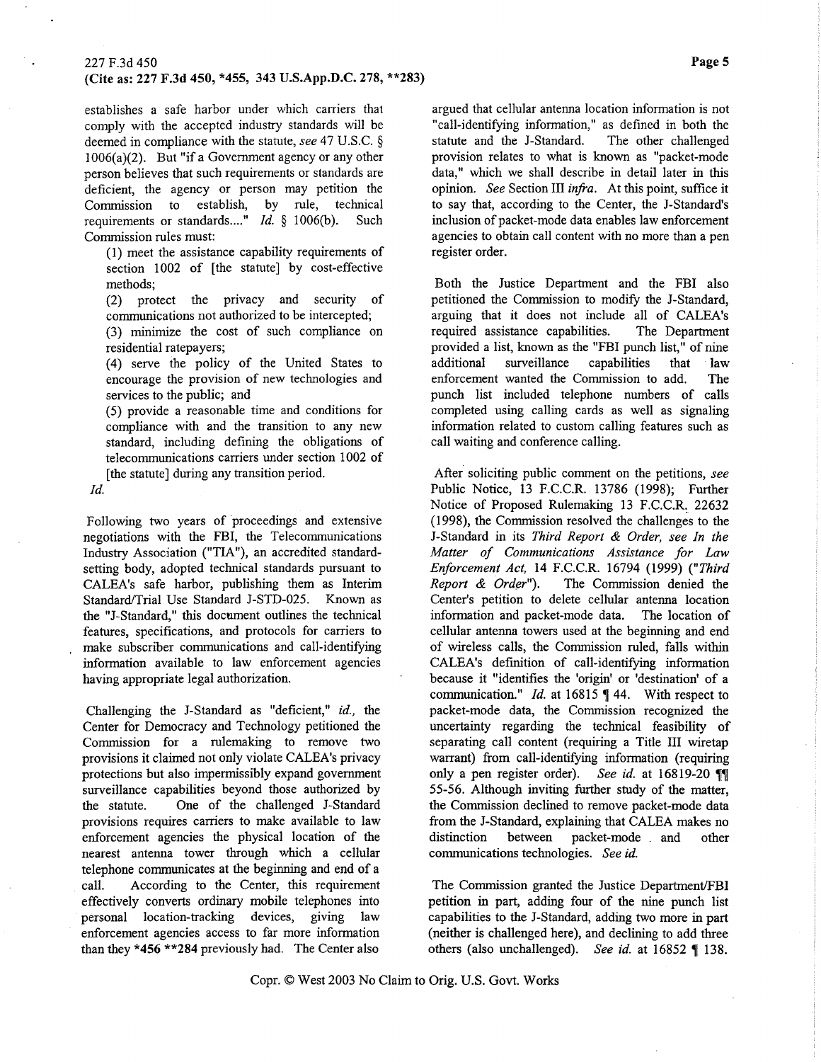establishes a safe harbor under which carriers that comply with the accepted industry standards will be deemed in compliance with the statute, *see* 47 U.S.C. § 1006(a)(2). But "if a Government agency or any other person believes that such requirements or standards are deficient, the agency or person may petition the Commission to establish, by rule, technical requirements or standards...." *Id.* § 1006(b). Such Commission rules must:

> (1) meet the assistance capability requirements of section 1002 of [the statute] by cost-effective methods;
>
> (2) protect the privacy and security of communications not authorized to be intercepted;
>
> (3) minimize the cost of such compliance on residential ratepayers;
>
> (4) serve the policy of the United States to encourage the provision of new technologies and services to the public; and
>
> (5) provide a reasonable time and conditions for compliance with and the transition to any new standard, including defining the obligations of telecommunications carriers under section 1002 of [the statute] during any transition period.
>
> *Id.*

Following two years of proceedings and extensive negotiations with the FBI, the Telecommunications Industry Association ("TIA"), an accredited standard-setting body, adopted technical standards pursuant to CALEA's safe harbor, publishing them as Interim Standard/Trial Use Standard J-STD-025. Known as the "J-Standard," this document outlines the technical features, specifications, and protocols for carriers to make subscriber communications and call-identifying information available to law enforcement agencies having appropriate legal authorization.

Challenging the J-Standard as "deficient," *id.*, the Center for Democracy and Technology petitioned the Commission for a rulemaking to remove two provisions it claimed not only violate CALEA's privacy protections but also impermissibly expand government surveillance capabilities beyond those authorized by the statute. One of the challenged J-Standard provisions requires carriers to make available to law enforcement agencies the physical location of the nearest antenna tower through which a cellular telephone communicates at the beginning and end of a call. According to the Center, this requirement effectively converts ordinary mobile telephones into personal location-tracking devices, giving law enforcement agencies access to far more information than they *456 **284 previously had. The Center also argued that cellular antenna location information is not "call-identifying information," as defined in both the statute and the J-Standard. The other challenged provision relates to what is known as "packet-mode data," which we shall describe in detail later in this opinion. *See* Section III *infra*. At this point, suffice it to say that, according to the Center, the J-Standard's inclusion of packet-mode data enables law enforcement agencies to obtain call content with no more than a pen register order.

Both the Justice Department and the FBI also petitioned the Commission to modify the J-Standard, arguing that it does not include all of CALEA's required assistance capabilities. The Department provided a list, known as the "FBI punch list," of nine additional surveillance capabilities that law enforcement wanted the Commission to add. The punch list included telephone numbers of calls completed using calling cards as well as signaling information related to custom calling features such as call waiting and conference calling.

After soliciting public comment on the petitions, *see* Public Notice, 13 F.C.C.R. 13786 (1998); Further Notice of Proposed Rulemaking 13 F.C.C.R. 22632 (1998), the Commission resolved the challenges to the J-Standard in its *Third Report & Order, see In the Matter of Communications Assistance for Law Enforcement Act*, 14 F.C.C.R. 16794 (1999) ("*Third Report & Order*"). The Commission denied the Center's petition to delete cellular antenna location information and packet-mode data. The location of cellular antenna towers used at the beginning and end of wireless calls, the Commission ruled, falls within CALEA's definition of call-identifying information because it "identifies the 'origin' or 'destination' of a communication." *Id.* at 16815 ¶ 44. With respect to packet-mode data, the Commission recognized the uncertainty regarding the technical feasibility of separating call content (requiring a Title III wiretap warrant) from call-identifying information (requiring only a pen register order). *See id.* at 16819-20 ¶¶ 55-56. Although inviting further study of the matter, the Commission declined to remove packet-mode data from the J-Standard, explaining that CALEA makes no distinction between packet-mode and other communications technologies. *See id.*

The Commission granted the Justice Department/FBI petition in part, adding four of the nine punch list capabilities to the J-Standard, adding two more in part (neither is challenged here), and declining to add three others (also unchallenged). *See id.* at 16852 ¶ 138.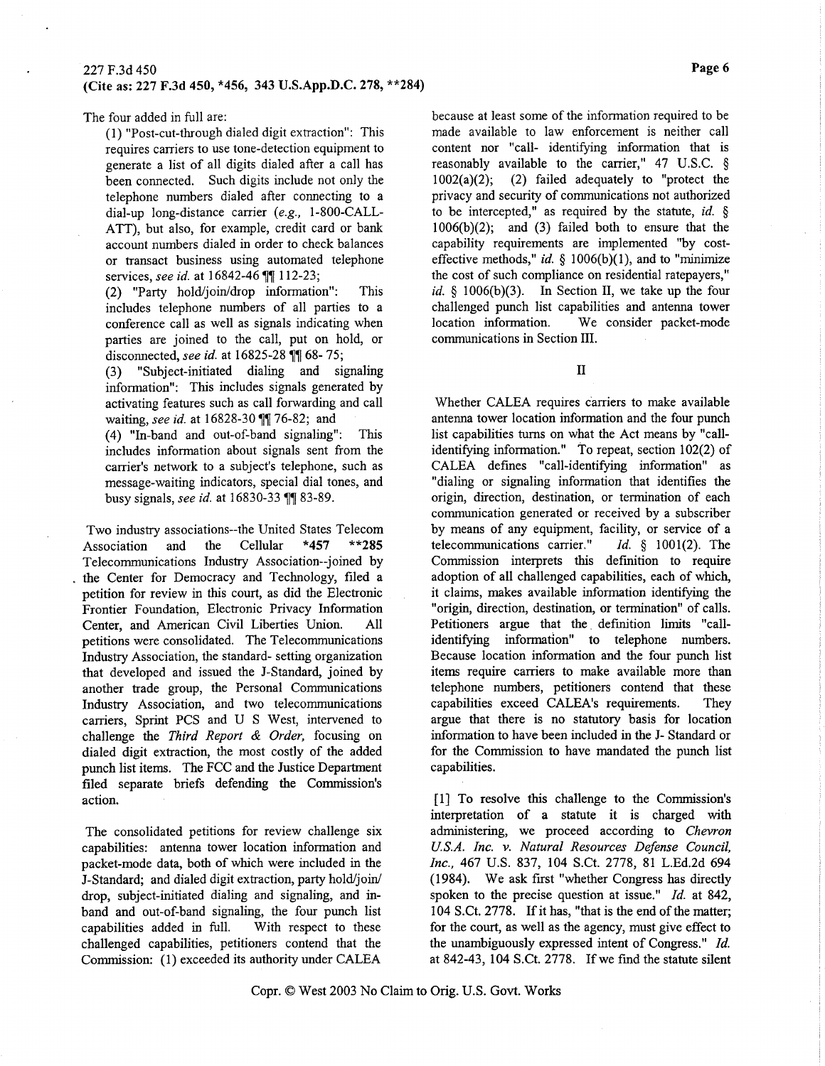The four added in full are:

(1) "Post-cut-through dialed digit extraction": This requires carriers to use tone-detection equipment to generate a list of all digits dialed after a call has been connected. Such digits include not only the telephone numbers dialed after connecting to a dial-up long-distance carrier (*e.g.,* 1-800-CALL-ATT), but also, for example, credit card or bank account numbers dialed in order to check balances or transact business using automated telephone services, *see id.* at 16842-46 ¶¶ 112-23;

(2) "Party hold/join/drop information": This includes telephone numbers of all parties to a conference call as well as signals indicating when parties are joined to the call, put on hold, or disconnected, *see id.* at 16825-28 ¶¶ 68- 75;

(3) "Subject-initiated dialing and signaling information": This includes signals generated by activating features such as call forwarding and call waiting, *see id.* at 16828-30 ¶¶ 76-82; and

(4) "In-band and out-of-band signaling": This includes information about signals sent from the carrier's network to a subject's telephone, such as message-waiting indicators, special dial tones, and busy signals, *see id.* at 16830-33 ¶¶ 83-89.

Two industry associations--the United States Telecom Association and the Cellular *457 **285 Telecommunications Industry Association--joined by the Center for Democracy and Technology, filed a petition for review in this court, as did the Electronic Frontier Foundation, Electronic Privacy Information Center, and American Civil Liberties Union. All petitions were consolidated. The Telecommunications Industry Association, the standard- setting organization that developed and issued the J-Standard, joined by another trade group, the Personal Communications Industry Association, and two telecommunications carriers, Sprint PCS and U S West, intervened to challenge the *Third Report & Order,* focusing on dialed digit extraction, the most costly of the added punch list items. The FCC and the Justice Department filed separate briefs defending the Commission's action.

The consolidated petitions for review challenge six capabilities: antenna tower location information and packet-mode data, both of which were included in the J-Standard; and dialed digit extraction, party hold/join/ drop, subject-initiated dialing and signaling, and in-band and out-of-band signaling, the four punch list capabilities added in full. With respect to these challenged capabilities, petitioners contend that the Commission: (1) exceeded its authority under CALEA because at least some of the information required to be made available to law enforcement is neither call content nor "call- identifying information that is reasonably available to the carrier," 47 U.S.C. § 1002(a)(2); (2) failed adequately to "protect the privacy and security of communications not authorized to be intercepted," as required by the statute, *id.* § 1006(b)(2); and (3) failed both to ensure that the capability requirements are implemented "by cost-effective methods," *id.* § 1006(b)(1), and to "minimize the cost of such compliance on residential ratepayers," *id.* § 1006(b)(3). In Section II, we take up the four challenged punch list capabilities and antenna tower location information. We consider packet-mode communications in Section III.

## II

Whether CALEA requires carriers to make available antenna tower location information and the four punch list capabilities turns on what the Act means by "call-identifying information." To repeat, section 102(2) of CALEA defines "call-identifying information" as "dialing or signaling information that identifies the origin, direction, destination, or termination of each communication generated or received by a subscriber by means of any equipment, facility, or service of a telecommunications carrier." *Id.* § 1001(2). The Commission interprets this definition to require adoption of all challenged capabilities, each of which, it claims, makes available information identifying the "origin, direction, destination, or termination" of calls. Petitioners argue that the definition limits "call-identifying information" to telephone numbers. Because location information and the four punch list items require carriers to make available more than telephone numbers, petitioners contend that these capabilities exceed CALEA's requirements. They argue that there is no statutory basis for location information to have been included in the J- Standard or for the Commission to have mandated the punch list capabilities.

[1] To resolve this challenge to the Commission's interpretation of a statute it is charged with administering, we proceed according to *Chevron U.S.A. Inc. v. Natural Resources Defense Council, Inc.,* 467 U.S. 837, 104 S.Ct. 2778, 81 L.Ed.2d 694 (1984). We ask first "whether Congress has directly spoken to the precise question at issue." *Id.* at 842, 104 S.Ct. 2778. If it has, "that is the end of the matter; for the court, as well as the agency, must give effect to the unambiguously expressed intent of Congress." *Id.* at 842-43, 104 S.Ct. 2778. If we find the statute silent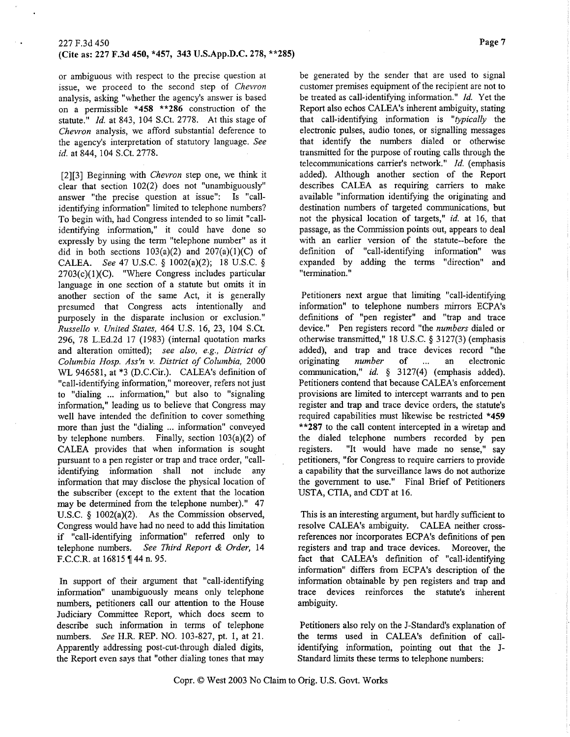or ambiguous with respect to the precise question at issue, we proceed to the second step of *Chevron* analysis, asking "whether the agency's answer is based on a permissible *458 **286 construction of the statute." *Id.* at 843, 104 S.Ct. 2778. At this stage of *Chevron* analysis, we afford substantial deference to the agency's interpretation of statutory language. *See id.* at 844, 104 S.Ct. 2778.

[2][3] Beginning with *Chevron* step one, we think it clear that section 102(2) does not "unambiguously" answer "the precise question at issue": Is "call-identifying information" limited to telephone numbers? To begin with, had Congress intended to so limit "call-identifying information," it could have done so expressly by using the term "telephone number" as it did in both sections 103(a)(2) and 207(a)(1)(C) of CALEA. *See* 47 U.S.C. § 1002(a)(2); 18 U.S.C. § 2703(c)(1)(C). "Where Congress includes particular language in one section of a statute but omits it in another section of the same Act, it is generally presumed that Congress acts intentionally and purposely in the disparate inclusion or exclusion." *Russello v. United States,* 464 U.S. 16, 23, 104 S.Ct. 296, 78 L.Ed.2d 17 (1983) (internal quotation marks and alteration omitted); *see also, e.g., District of Columbia Hosp. Ass'n v. District of Columbia,* 2000 WL 946581, at *3 (D.C.Cir.). CALEA's definition of "call-identifying information," moreover, refers not just to "dialing ... information," but also to "signaling information," leading us to believe that Congress may well have intended the definition to cover something more than just the "dialing ... information" conveyed by telephone numbers. Finally, section 103(a)(2) of CALEA provides that when information is sought pursuant to a pen register or trap and trace order, "call-identifying information shall not include any information that may disclose the physical location of the subscriber (except to the extent that the location may be determined from the telephone number)." 47 U.S.C. § 1002(a)(2). As the Commission observed, Congress would have had no need to add this limitation if "call-identifying information" referred only to telephone numbers. *See Third Report & Order,* 14 F.C.C.R. at 16815 ¶ 44 n. 95.

In support of their argument that "call-identifying information" unambiguously means only telephone numbers, petitioners call our attention to the House Judiciary Committee Report, which does seem to describe such information in terms of telephone numbers. *See* H.R. REP. NO. 103-827, pt. 1, at 21. Apparently addressing post-cut-through dialed digits, the Report even says that "other dialing tones that may be generated by the sender that are used to signal customer premises equipment of the recipient are not to be treated as call-identifying information." *Id.* Yet the Report also echos CALEA's inherent ambiguity, stating that call-identifying information is "*typically* the electronic pulses, audio tones, or signalling messages that identify the numbers dialed or otherwise transmitted for the purpose of routing calls through the telecommunications carrier's network." *Id.* (emphasis added). Although another section of the Report describes CALEA as requiring carriers to make available "information identifying the originating and destination numbers of targeted communications, but not the physical location of targets," *id.* at 16, that passage, as the Commission points out, appears to deal with an earlier version of the statute--before the definition of "call-identifying information" was expanded by adding the terms "direction" and "termination."

Petitioners next argue that limiting "call-identifying information" to telephone numbers mirrors ECPA's definitions of "pen register" and "trap and trace device." Pen registers record "the *numbers* dialed or otherwise transmitted," 18 U.S.C. § 3127(3) (emphasis added), and trap and trace devices record "the originating *number* of ... an electronic communication," *id.* § 3127(4) (emphasis added). Petitioners contend that because CALEA's enforcement provisions are limited to intercept warrants and to pen register and trap and trace device orders, the statute's required capabilities must likewise be restricted *459 **287 to the call content intercepted in a wiretap and the dialed telephone numbers recorded by pen registers. "It would have made no sense," say petitioners, "for Congress to require carriers to provide a capability that the surveillance laws do not authorize the government to use." Final Brief of Petitioners USTA, CTIA, and CDT at 16.

This is an interesting argument, but hardly sufficient to resolve CALEA's ambiguity. CALEA neither cross-references nor incorporates ECPA's definitions of pen registers and trap and trace devices. Moreover, the fact that CALEA's definition of "call-identifying information" differs from ECPA's description of the information obtainable by pen registers and trap and trace devices reinforces the statute's inherent ambiguity.

Petitioners also rely on the J-Standard's explanation of the terms used in CALEA's definition of call-identifying information, pointing out that the J-Standard limits these terms to telephone numbers: